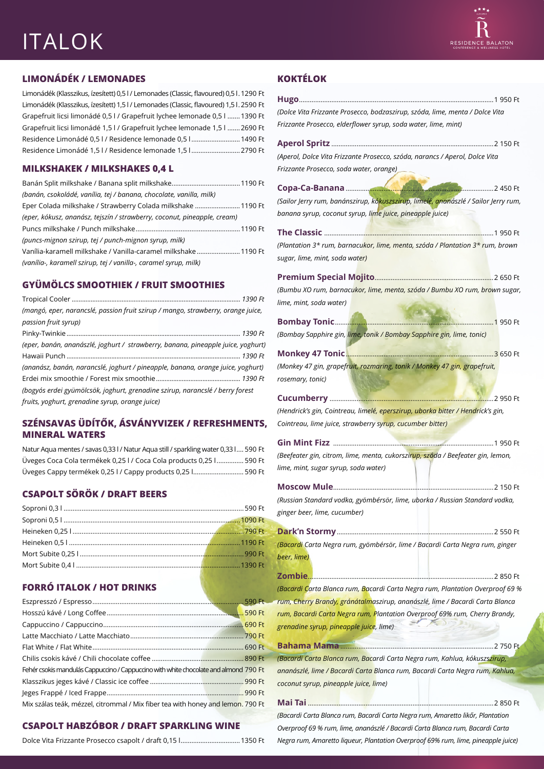# ITALOK

## LIMONÁDÉK / LEMONADES

Limonádék (Klasszikus, ízesített) 0,5 l / Lemonades (Classic, flavoured) 0,5 l. 1290 Ft
Limonádék (Klasszikus, ízesített) 1,5 l / Lemonades (Classic, flavoured) 1,5 l. 2590 Ft
Grapefruit licsi limonádé 0,5 l / Grapefruit lychee lemonade 0,5 l ....... 1390 Ft
Grapefruit licsi limonádé 1,5 l / Grapefruit lychee lemonade 1,5 l ....... 2690 Ft
Residence Limonádé 0,5 l / Residence lemonade 0,5 l ........................ 1490 Ft
Residence Limonádé 1,5 l / Residence lemonade 1,5 l ........................ 2790 Ft

## MILKSHAKEK / MILKSHAKES 0,4 L

Banán Split milkshake / Banana split milkshake ........................ 1190 Ft
*(banán, csokoládé, vanília, tej / banana, chocolate, vanilla, milk)*
Eper Colada milkshake / Strawberry Colada milkshake ........................ 1190 Ft
*(eper, kókusz, ananász, tejszín / strawberry, coconut, pineapple, cream)*
Puncs milkshake / Punch milkshake ........................ 1190 Ft
*(puncs-mignon szirup, tej / punch-mignon syrup, milk)*
Vanília-karamell milkshake / Vanilla-caramel milkshake ........................ 1190 Ft
*(vanília-, karamell szirup, tej / vanilla-, caramel syrup, milk)*

## GYÜMÖLCS SMOOTHIEK / FRUIT SMOOTHIES

Tropical Cooler ........................ *1390 Ft*
*(mangó, eper, narancslé, passion fruit szirup / mango, strawberry, orange juice, passion fruit syrup)*
Pinky-Twinkie ........................ *1390 Ft*
*(eper, banán, ananászlé, joghurt / strawberry, banana, pineapple juice, yoghurt)*
Hawaii Punch ........................ *1390 Ft*
*(ananász, banán, narancslé, joghurt / pineapple, banana, orange juice, yoghurt)*
Erdei mix smoothie / Forest mix smoothie ........................ *1390 Ft*
*(bogyós erdei gyümölcsök, joghurt, grenadine szirup, narancslé / berry forest fruits, yoghurt, grenadine syrup, orange juice)*

## SZÉNSAVAS ÜDÍTŐK, ÁSVÁNYVIZEK / REFRESHMENTS, MINERAL WATERS

Natur Aqua mentes / savas 0,33 l / Natur Aqua still / sparkling water 0,33 l.... 590 Ft
Üveges Coca Cola termékek 0,25 l / Coca Cola products 0,25 l ............... 590 Ft
Üveges Cappy termékek 0,25 l / Cappy products 0,25 l........................ 590 Ft

## CSAPOLT SÖRÖK / DRAFT BEERS

Soproni 0,3 l ........................ 590 Ft
Soproni 0,5 l ........................ 1090 Ft
Heineken 0,25 l ........................ 790 Ft
Heineken 0,5 l ........................ 1190 Ft
Mort Subite 0,25 l ........................ 990 Ft
Mort Subite 0,4 l ........................ 1390 Ft

## FORRÓ ITALOK / HOT DRINKS

Eszpresszó / Espresso ........................ 590 Ft
Hosszú kávé / Long Coffee ........................ 590 Ft
Cappuccino / Cappuccino ........................ 690 Ft
Latte Macchiato / Latte Macchiato ........................ 790 Ft
Flat White / Flat White ........................ 690 Ft
Chilis csokis kávé / Chili chocolate coffee ........................ 890 Ft
Fehér csokis mandulás Cappuccino / Cappuccino with white chocolate and almond 790 Ft
Klasszikus jeges kávé / Classic ice coffee ........................ 990 Ft
Jeges Frappé / Iced Frappe ........................ 990 Ft
Mix szálas teák, mézzel, citrommal / Mix fiber tea with honey and lemon. 790 Ft

## CSAPOLT HABZÓBOR / DRAFT SPARKLING WINE

Dolce Vita Frizzante Prosecco csapolt / draft 0,15 l........................ 1350 Ft

## KOKTÉLOK

**Hugo** ........................ 1 950 Ft
*(Dolce Vita Frizzante Prosecco, bodzaszirup, szóda, lime, menta / Dolce Vita Frizzante Prosecco, elderflower syrup, soda water, lime, mint)*

**Aperol Spritz** ........................ 2 150 Ft
*(Aperol, Dolce Vita Frizzante Prosecco, szóda, narancs / Aperol, Dolce Vita Frizzante Prosecco, soda water, orange)*

**Copa-Ca-Banana** ........................ 2 450 Ft
*(Sailor Jerry rum, banánszirup, kókuszszirup, limelé, ananászlé / Sailor Jerry rum, banana syrup, coconut syrup, lime juice, pineapple juice)*

**The Classic** ........................ 1 950 Ft
*(Plantation 3\* rum, barnacukor, lime, menta, szóda / Plantation 3\* rum, brown sugar, lime, mint, soda water)*

**Premium Special Mojito** ........................ 2 650 Ft
*(Bumbu XO rum, barnacukor, lime, menta, szóda / Bumbu XO rum, brown sugar, lime, mint, soda water)*

**Bombay Tonic** ........................ 1 950 Ft
*(Bombay Sapphire gin, lime, tonik / Bombay Sapphire gin, lime, tonic)*

**Monkey 47 Tonic** ........................ 3 650 Ft
*(Monkey 47 gin, grapefruit, rozmaring, tonik / Monkey 47 gin, grapefruit, rosemary, tonic)*

**Cucumberry** ........................ 2 950 Ft
*(Hendrick's gin, Cointreau, limelé, eperszirup, uborka bitter / Hendrick's gin, Cointreau, lime juice, strawberry syrup, cucumber bitter)*

**Gin Mint Fizz** ........................ 1 950 Ft
*(Beefeater gin, citrom, lime, menta, cukorszirup, szóda / Beefeater gin, lemon, lime, mint, sugar syrup, soda water)*

**Moscow Mule** ........................ 2 150 Ft
*(Russian Standard vodka, gyömbérsör, lime, uborka / Russian Standard vodka, ginger beer, lime, cucumber)*

**Dark'n Stormy** ........................ 2 550 Ft
*(Bacardi Carta Negra rum, gyömbérsör, lime / Bacardi Carta Negra rum, ginger beer, lime)*

**Zombie** ........................ 2 850 Ft
*(Bacardi Carta Blanca rum, Bacardi Carta Negra rum, Plantation Overproof 69 % rum, Cherry Brandy, gránátalmaszirup, ananászlé, lime / Bacardi Carta Blanca rum, Bacardi Carta Negra rum, Plantation Overproof 69% rum, Cherry Brandy, grenadine syrup, pineapple juice, lime)*

**Bahama Mama** ........................ 2 750 Ft
*(Bacardi Carta Blanca rum, Bacardi Carta Negra rum, Kahlua, kókuszszirup, ananászlé, lime / Bacardi Carta Blanca rum, Bacardi Carta Negra rum, Kahlua, coconut syrup, pineapple juice, lime)*

**Mai Tai** ........................ 2 850 Ft
*(Bacardi Carta Blanca rum, Bacardi Carta Negra rum, Amaretto likőr, Plantation Overproof 69 % rum, lime, ananászlé / Bacardi Carta Blanca rum, Bacardi Carta Negra rum, Amaretto liqueur, Plantation Overproof 69% rum, lime, pineapple juice)*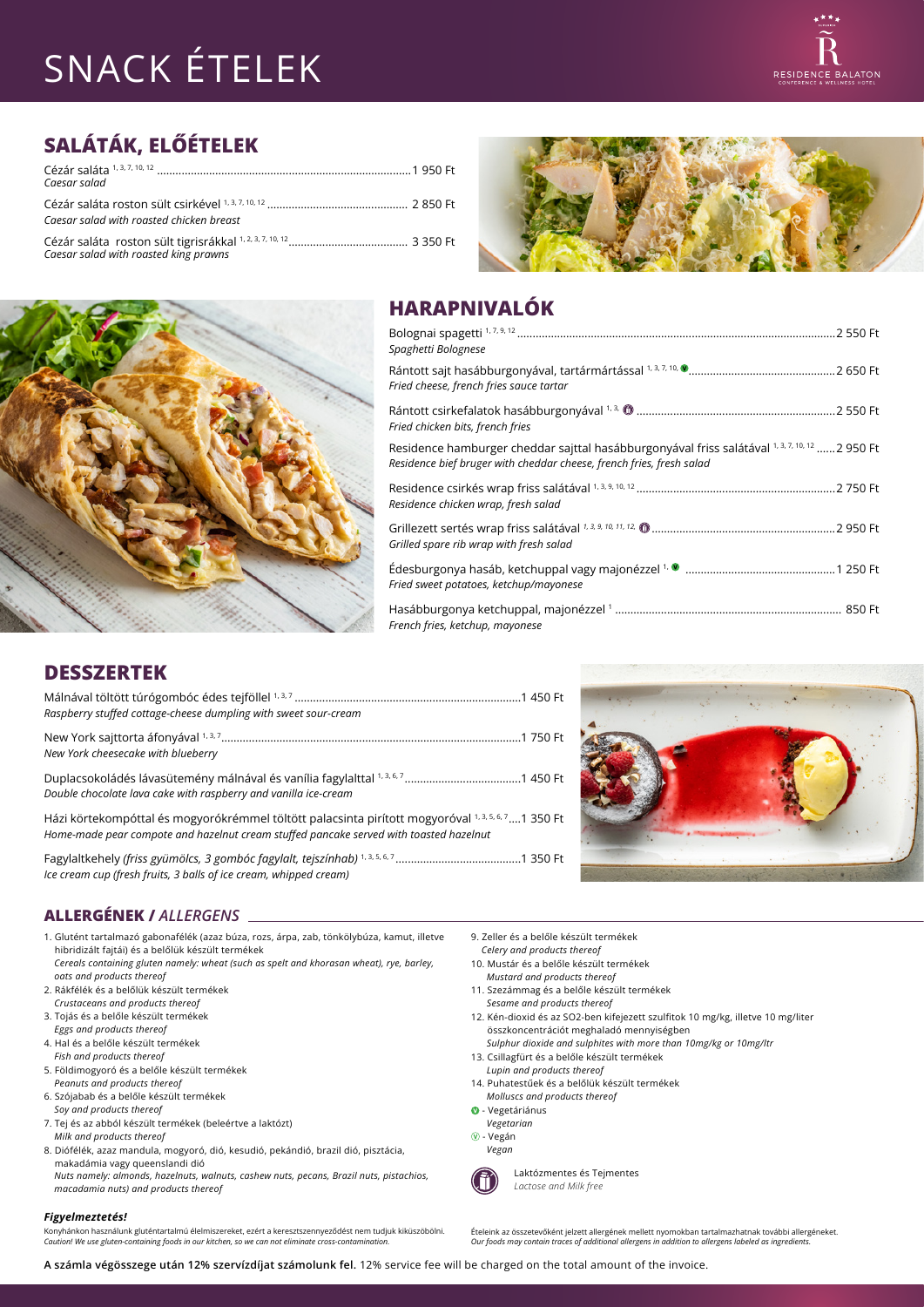# SNACK ÉTELEK

RESIDENCE BALATON
CONFERENCE & WELLNESS HOTEL

## SALÁTÁK, ELŐÉTELEK

Cézár saláta [1, 3, 7, 10, 12] ..... 1 950 Ft
*Caesar salad*

Cézár saláta roston sült csirkével [1, 3, 7, 10, 12] ..... 2 850 Ft
*Caesar salad with roasted chicken breast*

Cézár saláta roston sült tigrisrákkal [1, 2, 3, 7, 10, 12] ..... 3 350 Ft
*Caesar salad with roasted king prawns*

## HARAPNIVALÓK

Bolognai spagetti [1, 7, 9, 12] ..... 2 550 Ft
*Spaghetti Bolognese*

Rántott sajt hasábburgonyával, tartármártással [1, 3, 7, 10, V] ..... 2 650 Ft
*Fried cheese, french fries sauce tartar*

Rántott csirkefalatok hasábburgonyával [1, 3, laktózmentes és tejmentes] ..... 2 550 Ft
*Fried chicken bits, french fries*

Residence hamburger cheddar sajttal hasábburgonyával friss salátával [1, 3, 7, 10, 12] ..... 2 950 Ft
*Residence bief bruger with cheddar cheese, french fries, fresh salad*

Residence csirkés wrap friss salátával [1, 3, 9, 10, 12] ..... 2 750 Ft
*Residence chicken wrap, fresh salad*

Grillezett sertés wrap friss salátával [1, 3, 9, 10, 11, 12, laktózmentes és tejmentes] ..... 2 950 Ft
*Grilled spare rib wrap with fresh salad*

Édesburgonya hasáb, ketchuppal vagy majonézzel [1, V] ..... 1 250 Ft
*Fried sweet potatoes, ketchup/mayonese*

Hasábburgonya ketchuppal, majonézzel [1] ..... 850 Ft
*French fries, ketchup, mayonese*

## DESSZERTEK

Málnával töltött túrógombóc édes tejföllel [1, 3, 7] ..... 1 450 Ft
*Raspberry stuffed cottage-cheese dumpling with sweet sour-cream*

New York sajttorta áfonyával [1, 3, 7] ..... 1 750 Ft
*New York cheesecake with blueberry*

Duplacsokoládés lávasütemény málnával és vanília fagylalttal [1, 3, 6, 7] ..... 1 450 Ft
*Double chocolate lava cake with raspberry and vanilla ice-cream*

Házi körtekompóttal és mogyorókrémmel töltött palacsinta pirított mogyoróval [1, 3, 5, 6, 7] ..... 1 350 Ft
*Home-made pear compote and hazelnut cream stuffed pancake served with toasted hazelnut*

Fagylaltkehely *(friss gyümölcs, 3 gombóc fagylalt, tejszínhab)* [1, 3, 5, 6, 7] ..... 1 350 Ft
*Ice cream cup (fresh fruits, 3 balls of ice cream, whipped cream)*

## ALLERGÉNEK / *ALLERGENS*

1. Glutént tartalmazó gabonafélék (azaz búza, rozs, árpa, zab, tönkölybúza, kamut, illetve hibridizált fajtái) és a belőlük készült termékek
   *Cereals containing gluten namely: wheat (such as spelt and khorasan wheat), rye, barley, oats and products thereof*
2. Rákfélék és a belőlük készült termékek
   *Crustaceans and products thereof*
3. Tojás és a belőle készült termékek
   *Eggs and products thereof*
4. Hal és a belőle készült termékek
   *Fish and products thereof*
5. Földimogyoró és a belőle készült termékek
   *Peanuts and products thereof*
6. Szójabab és a belőle készült termékek
   *Soy and products thereof*
7. Tej és az abból készült termékek (beleértve a laktózt)
   *Milk and products thereof*
8. Diófélék, azaz mandula, mogyoró, dió, kesudió, pekándió, brazil dió, pisztácia, makadámia vagy queenslandi dió
   *Nuts namely: almonds, hazelnuts, walnuts, cashew nuts, pecans, Brazil nuts, pistachios, macadamia nuts) and products thereof*
9. Zeller és a belőle készült termékek
   *Celery and products thereof*
10. Mustár és a belőle készült termékek
    *Mustard and products thereof*
11. Szezámmag és a belőle készült termékek
    *Sesame and products thereof*
12. Kén-dioxid és az SO2-ben kifejezett szulfitok 10 mg/kg, illetve 10 mg/liter összkoncentrációt meghaladó mennyiségben
    *Sulphur dioxide and sulphites with more than 10mg/kg or 10mg/ltr*
13. Csillagfürt és a belőle készült termékek
    *Lupin and products thereof*
14. Puhatestűek és a belőlük készült termékek
    *Molluscs and products thereof*

V - Vegetáriánus
*Vegetarian*

V - Vegán
*Vegan*

Laktózmentes és Tejmentes
*Lactose and Milk free*

***Figyelmeztetés!***
Konyhánkon használunk gluténtartalmú élelmiszereket, ezért a keresztszennyeződést nem tudjuk kiküszöbölni.
*Caution! We use gluten-containing foods in our kitchen, so we can not eliminate cross-contamination.*

Ételeink az összetevőként jelzett allergének mellett nyomokban tartalmazhatnak további allergéneket.
*Our foods may contain traces of additional allergens in addition to allergens labeled as ingredients.*

**A számla végösszege után 12% szervízdíjat számolunk fel.** 12% service fee will be charged on the total amount of the invoice.